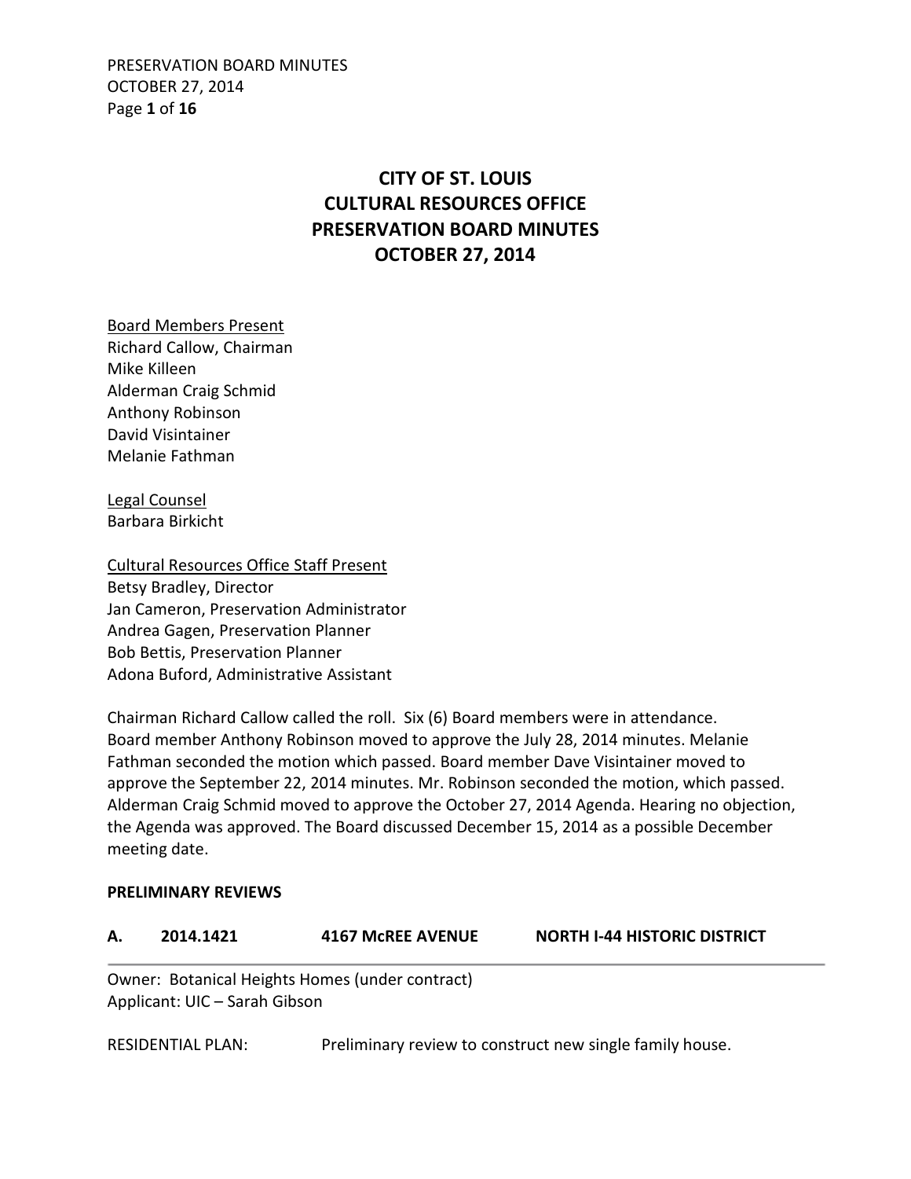# CITY OF ST. LOUIS
# CULTURAL RESOURCES OFFICE
# PRESERVATION BOARD MINUTES
# OCTOBER 27, 2014

Board Members Present
Richard Callow, Chairman
Mike Killeen
Alderman Craig Schmid
Anthony Robinson
David Visintainer
Melanie Fathman

Legal Counsel
Barbara Birkicht

Cultural Resources Office Staff Present
Betsy Bradley, Director
Jan Cameron, Preservation Administrator
Andrea Gagen, Preservation Planner
Bob Bettis, Preservation Planner
Adona Buford, Administrative Assistant

Chairman Richard Callow called the roll. Six (6) Board members were in attendance. Board member Anthony Robinson moved to approve the July 28, 2014 minutes. Melanie Fathman seconded the motion which passed. Board member Dave Visintainer moved to approve the September 22, 2014 minutes. Mr. Robinson seconded the motion, which passed. Alderman Craig Schmid moved to approve the October 27, 2014 Agenda. Hearing no objection, the Agenda was approved. The Board discussed December 15, 2014 as a possible December meeting date.

**PRELIMINARY REVIEWS**

**A. 2014.1421 4167 McREE AVENUE NORTH I-44 HISTORIC DISTRICT**

Owner: Botanical Heights Homes (under contract)
Applicant: UIC – Sarah Gibson

RESIDENTIAL PLAN: Preliminary review to construct new single family house.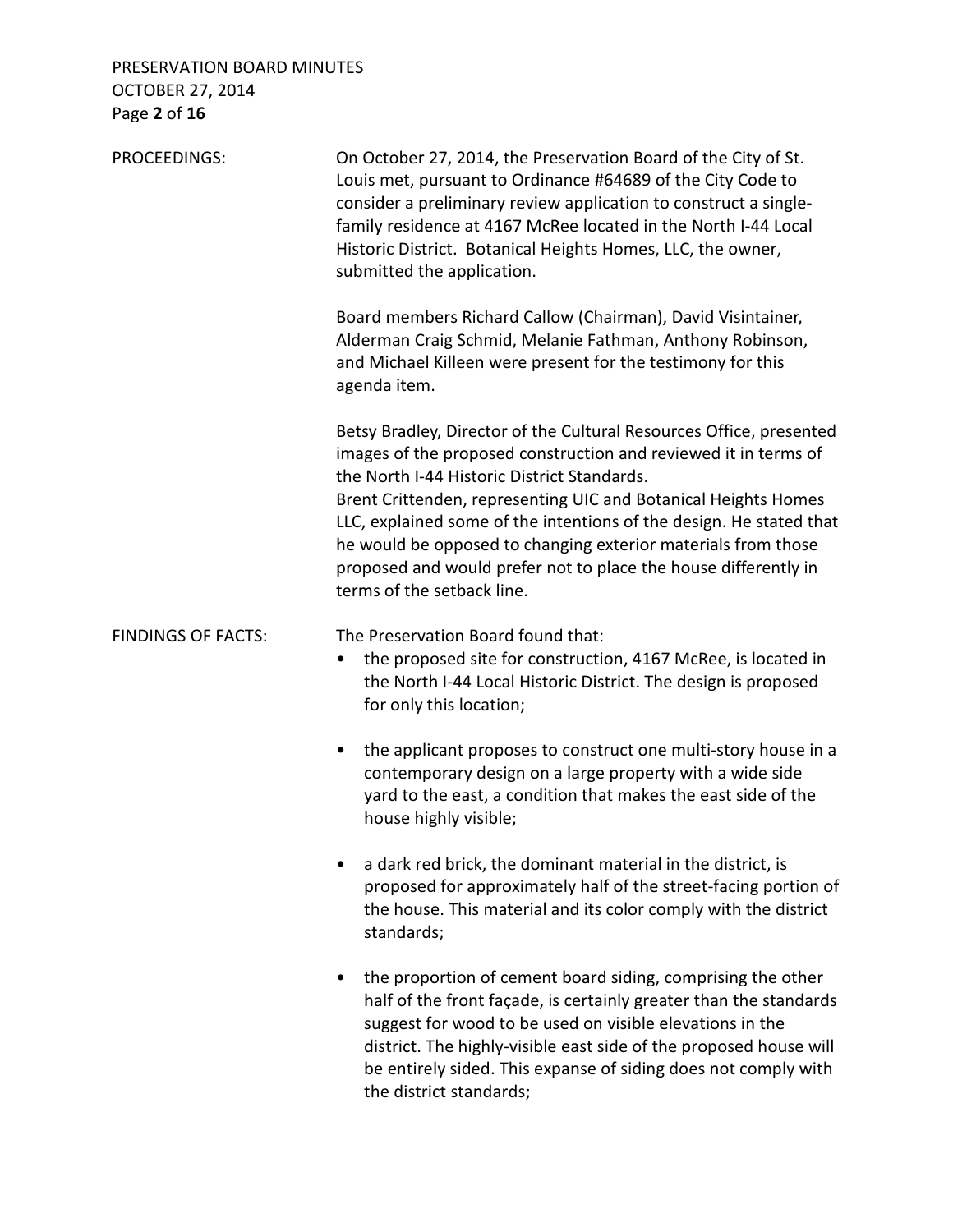PROCEEDINGS: On October 27, 2014, the Preservation Board of the City of St. Louis met, pursuant to Ordinance #64689 of the City Code to consider a preliminary review application to construct a single-family residence at 4167 McRee located in the North I-44 Local Historic District. Botanical Heights Homes, LLC, the owner, submitted the application.

Board members Richard Callow (Chairman), David Visintainer, Alderman Craig Schmid, Melanie Fathman, Anthony Robinson, and Michael Killeen were present for the testimony for this agenda item.

Betsy Bradley, Director of the Cultural Resources Office, presented images of the proposed construction and reviewed it in terms of the North I-44 Historic District Standards.
Brent Crittenden, representing UIC and Botanical Heights Homes LLC, explained some of the intentions of the design. He stated that he would be opposed to changing exterior materials from those proposed and would prefer not to place the house differently in terms of the setback line.

FINDINGS OF FACTS: The Preservation Board found that:

- the proposed site for construction, 4167 McRee, is located in the North I-44 Local Historic District. The design is proposed for only this location;

- the applicant proposes to construct one multi-story house in a contemporary design on a large property with a wide side yard to the east, a condition that makes the east side of the house highly visible;

- a dark red brick, the dominant material in the district, is proposed for approximately half of the street-facing portion of the house. This material and its color comply with the district standards;

- the proportion of cement board siding, comprising the other half of the front façade, is certainly greater than the standards suggest for wood to be used on visible elevations in the district. The highly-visible east side of the proposed house will be entirely sided. This expanse of siding does not comply with the district standards;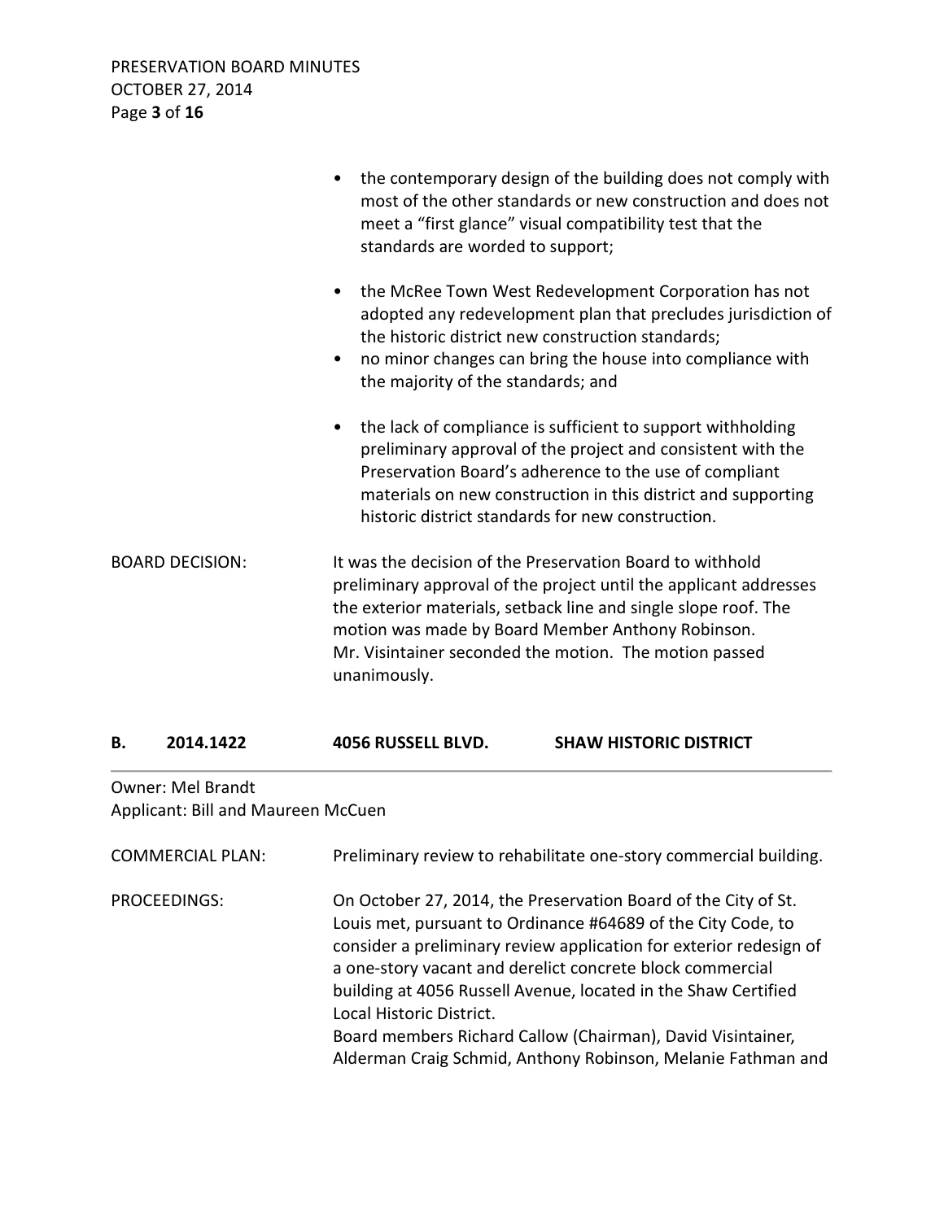- the contemporary design of the building does not comply with most of the other standards or new construction and does not meet a "first glance" visual compatibility test that the standards are worded to support;
- the McRee Town West Redevelopment Corporation has not adopted any redevelopment plan that precludes jurisdiction of the historic district new construction standards;
- no minor changes can bring the house into compliance with the majority of the standards; and
- the lack of compliance is sufficient to support withholding preliminary approval of the project and consistent with the Preservation Board's adherence to the use of compliant materials on new construction in this district and supporting historic district standards for new construction.

BOARD DECISION: It was the decision of the Preservation Board to withhold preliminary approval of the project until the applicant addresses the exterior materials, setback line and single slope roof. The motion was made by Board Member Anthony Robinson. Mr. Visintainer seconded the motion. The motion passed unanimously.

## B. 2014.1422 4056 RUSSELL BLVD. SHAW HISTORIC DISTRICT

Owner: Mel Brandt
Applicant: Bill and Maureen McCuen

COMMERCIAL PLAN: Preliminary review to rehabilitate one-story commercial building.

PROCEEDINGS: On October 27, 2014, the Preservation Board of the City of St. Louis met, pursuant to Ordinance #64689 of the City Code, to consider a preliminary review application for exterior redesign of a one-story vacant and derelict concrete block commercial building at 4056 Russell Avenue, located in the Shaw Certified Local Historic District.
Board members Richard Callow (Chairman), David Visintainer, Alderman Craig Schmid, Anthony Robinson, Melanie Fathman and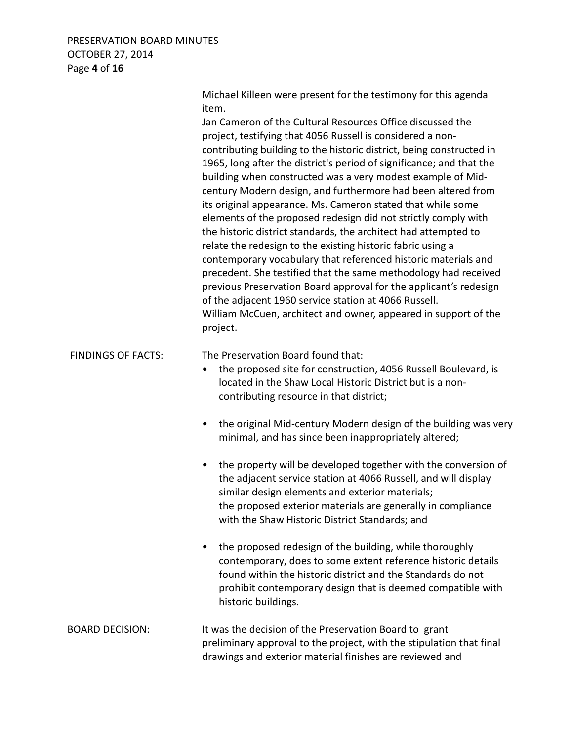Michael Killeen were present for the testimony for this agenda item.

Jan Cameron of the Cultural Resources Office discussed the project, testifying that 4056 Russell is considered a non-contributing building to the historic district, being constructed in 1965, long after the district's period of significance; and that the building when constructed was a very modest example of Mid-century Modern design, and furthermore had been altered from its original appearance. Ms. Cameron stated that while some elements of the proposed redesign did not strictly comply with the historic district standards, the architect had attempted to relate the redesign to the existing historic fabric using a contemporary vocabulary that referenced historic materials and precedent. She testified that the same methodology had received previous Preservation Board approval for the applicant's redesign of the adjacent 1960 service station at 4066 Russell.

William McCuen, architect and owner, appeared in support of the project.

FINDINGS OF FACTS: The Preservation Board found that:

- the proposed site for construction, 4056 Russell Boulevard, is located in the Shaw Local Historic District but is a non-contributing resource in that district;
- the original Mid-century Modern design of the building was very minimal, and has since been inappropriately altered;
- the property will be developed together with the conversion of the adjacent service station at 4066 Russell, and will display similar design elements and exterior materials; the proposed exterior materials are generally in compliance with the Shaw Historic District Standards; and
- the proposed redesign of the building, while thoroughly contemporary, does to some extent reference historic details found within the historic district and the Standards do not prohibit contemporary design that is deemed compatible with historic buildings.

BOARD DECISION: It was the decision of the Preservation Board to grant preliminary approval to the project, with the stipulation that final drawings and exterior material finishes are reviewed and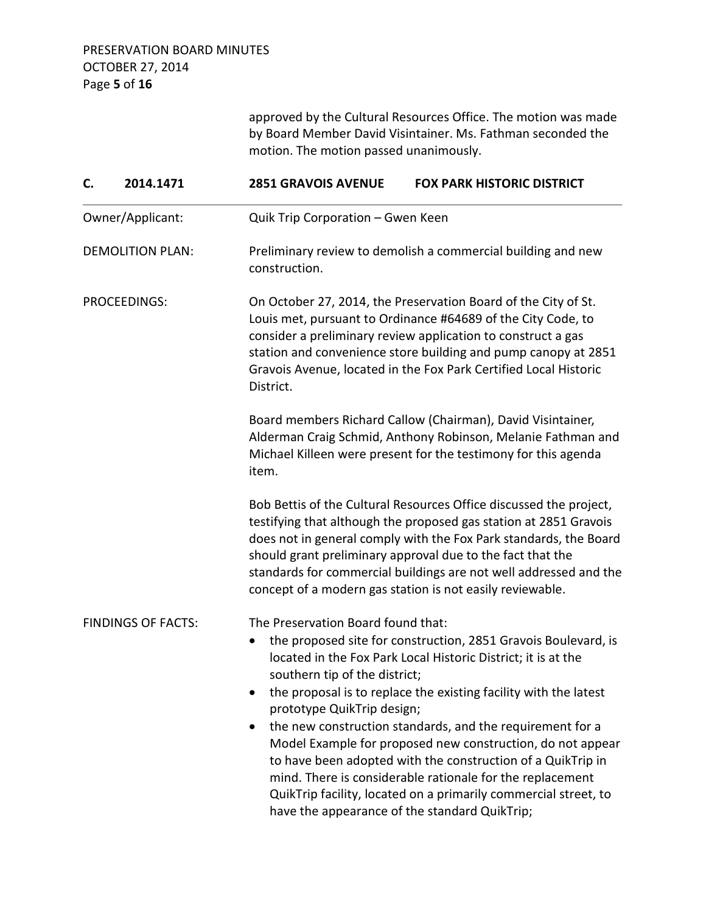approved by the Cultural Resources Office. The motion was made by Board Member David Visintainer. Ms. Fathman seconded the motion. The motion passed unanimously.

## C. 2014.1471 2851 GRAVOIS AVENUE FOX PARK HISTORIC DISTRICT

Owner/Applicant: Quik Trip Corporation – Gwen Keen

DEMOLITION PLAN: Preliminary review to demolish a commercial building and new construction.

PROCEEDINGS: On October 27, 2014, the Preservation Board of the City of St. Louis met, pursuant to Ordinance #64689 of the City Code, to consider a preliminary review application to construct a gas station and convenience store building and pump canopy at 2851 Gravois Avenue, located in the Fox Park Certified Local Historic District.

Board members Richard Callow (Chairman), David Visintainer, Alderman Craig Schmid, Anthony Robinson, Melanie Fathman and Michael Killeen were present for the testimony for this agenda item.

Bob Bettis of the Cultural Resources Office discussed the project, testifying that although the proposed gas station at 2851 Gravois does not in general comply with the Fox Park standards, the Board should grant preliminary approval due to the fact that the standards for commercial buildings are not well addressed and the concept of a modern gas station is not easily reviewable.

FINDINGS OF FACTS: The Preservation Board found that:

- the proposed site for construction, 2851 Gravois Boulevard, is located in the Fox Park Local Historic District; it is at the southern tip of the district;
- the proposal is to replace the existing facility with the latest prototype QuikTrip design;
- the new construction standards, and the requirement for a Model Example for proposed new construction, do not appear to have been adopted with the construction of a QuikTrip in mind. There is considerable rationale for the replacement QuikTrip facility, located on a primarily commercial street, to have the appearance of the standard QuikTrip;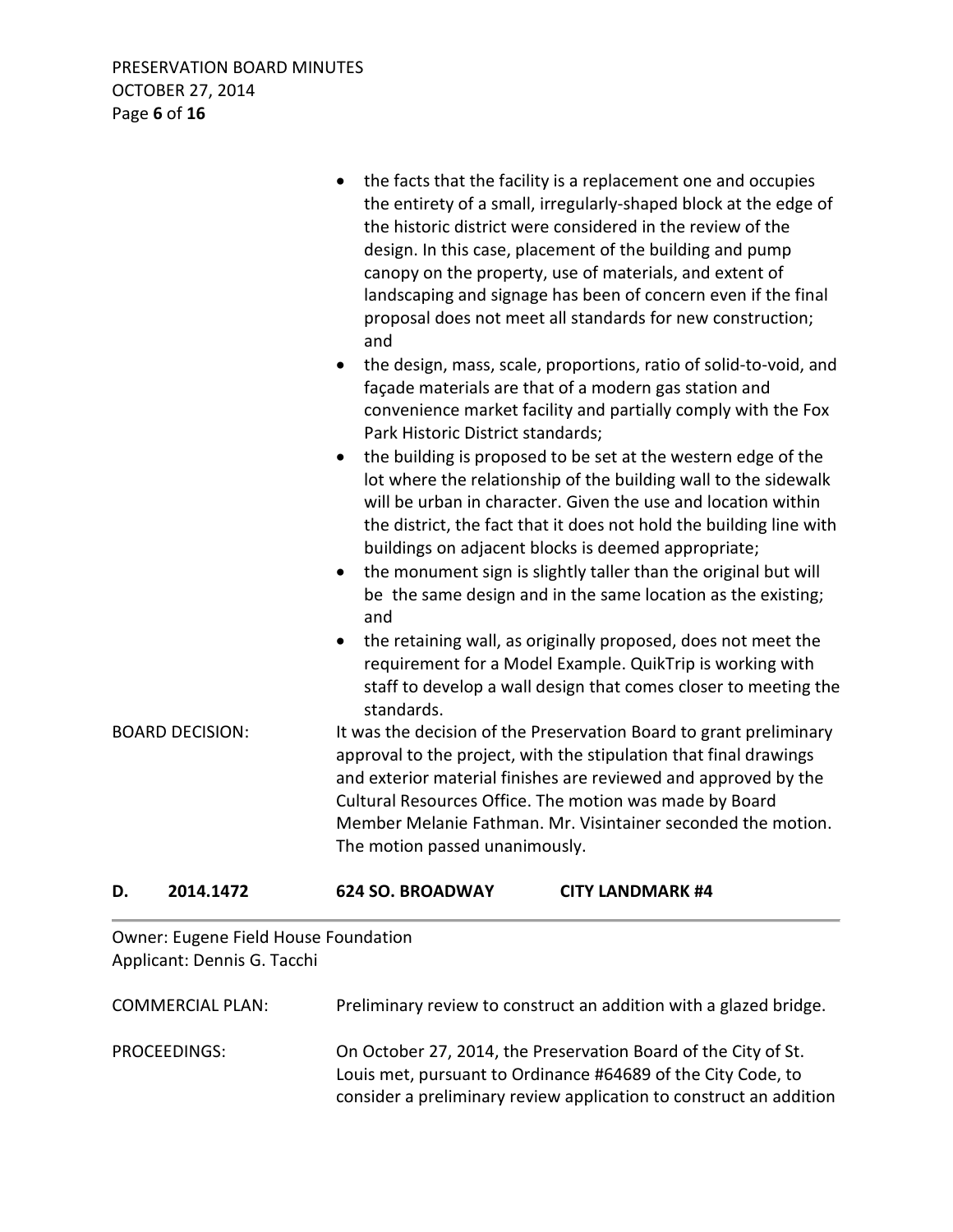- the facts that the facility is a replacement one and occupies the entirety of a small, irregularly-shaped block at the edge of the historic district were considered in the review of the design. In this case, placement of the building and pump canopy on the property, use of materials, and extent of landscaping and signage has been of concern even if the final proposal does not meet all standards for new construction; and
- the design, mass, scale, proportions, ratio of solid-to-void, and façade materials are that of a modern gas station and convenience market facility and partially comply with the Fox Park Historic District standards;
- the building is proposed to be set at the western edge of the lot where the relationship of the building wall to the sidewalk will be urban in character. Given the use and location within the district, the fact that it does not hold the building line with buildings on adjacent blocks is deemed appropriate;
- the monument sign is slightly taller than the original but will be the same design and in the same location as the existing; and
- the retaining wall, as originally proposed, does not meet the requirement for a Model Example. QuikTrip is working with staff to develop a wall design that comes closer to meeting the standards.

BOARD DECISION: It was the decision of the Preservation Board to grant preliminary approval to the project, with the stipulation that final drawings and exterior material finishes are reviewed and approved by the Cultural Resources Office. The motion was made by Board Member Melanie Fathman. Mr. Visintainer seconded the motion. The motion passed unanimously.

## D. 2014.1472 624 SO. BROADWAY CITY LANDMARK #4

Owner: Eugene Field House Foundation
Applicant: Dennis G. Tacchi

COMMERCIAL PLAN: Preliminary review to construct an addition with a glazed bridge.

PROCEEDINGS: On October 27, 2014, the Preservation Board of the City of St. Louis met, pursuant to Ordinance #64689 of the City Code, to consider a preliminary review application to construct an addition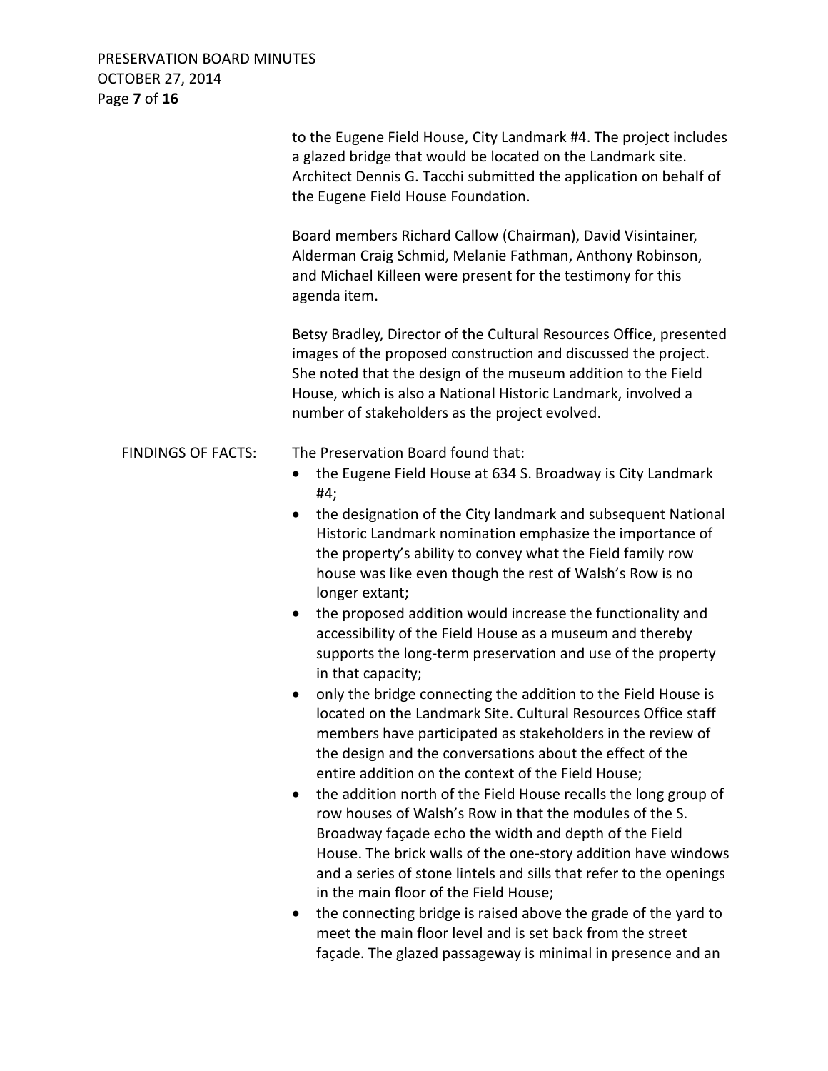to the Eugene Field House, City Landmark #4. The project includes a glazed bridge that would be located on the Landmark site. Architect Dennis G. Tacchi submitted the application on behalf of the Eugene Field House Foundation.

Board members Richard Callow (Chairman), David Visintainer, Alderman Craig Schmid, Melanie Fathman, Anthony Robinson, and Michael Killeen were present for the testimony for this agenda item.

Betsy Bradley, Director of the Cultural Resources Office, presented images of the proposed construction and discussed the project. She noted that the design of the museum addition to the Field House, which is also a National Historic Landmark, involved a number of stakeholders as the project evolved.

FINDINGS OF FACTS: The Preservation Board found that:

- the Eugene Field House at 634 S. Broadway is City Landmark #4;
- the designation of the City landmark and subsequent National Historic Landmark nomination emphasize the importance of the property's ability to convey what the Field family row house was like even though the rest of Walsh's Row is no longer extant;
- the proposed addition would increase the functionality and accessibility of the Field House as a museum and thereby supports the long-term preservation and use of the property in that capacity;
- only the bridge connecting the addition to the Field House is located on the Landmark Site. Cultural Resources Office staff members have participated as stakeholders in the review of the design and the conversations about the effect of the entire addition on the context of the Field House;
- the addition north of the Field House recalls the long group of row houses of Walsh's Row in that the modules of the S. Broadway façade echo the width and depth of the Field House. The brick walls of the one-story addition have windows and a series of stone lintels and sills that refer to the openings in the main floor of the Field House;
- the connecting bridge is raised above the grade of the yard to meet the main floor level and is set back from the street façade. The glazed passageway is minimal in presence and an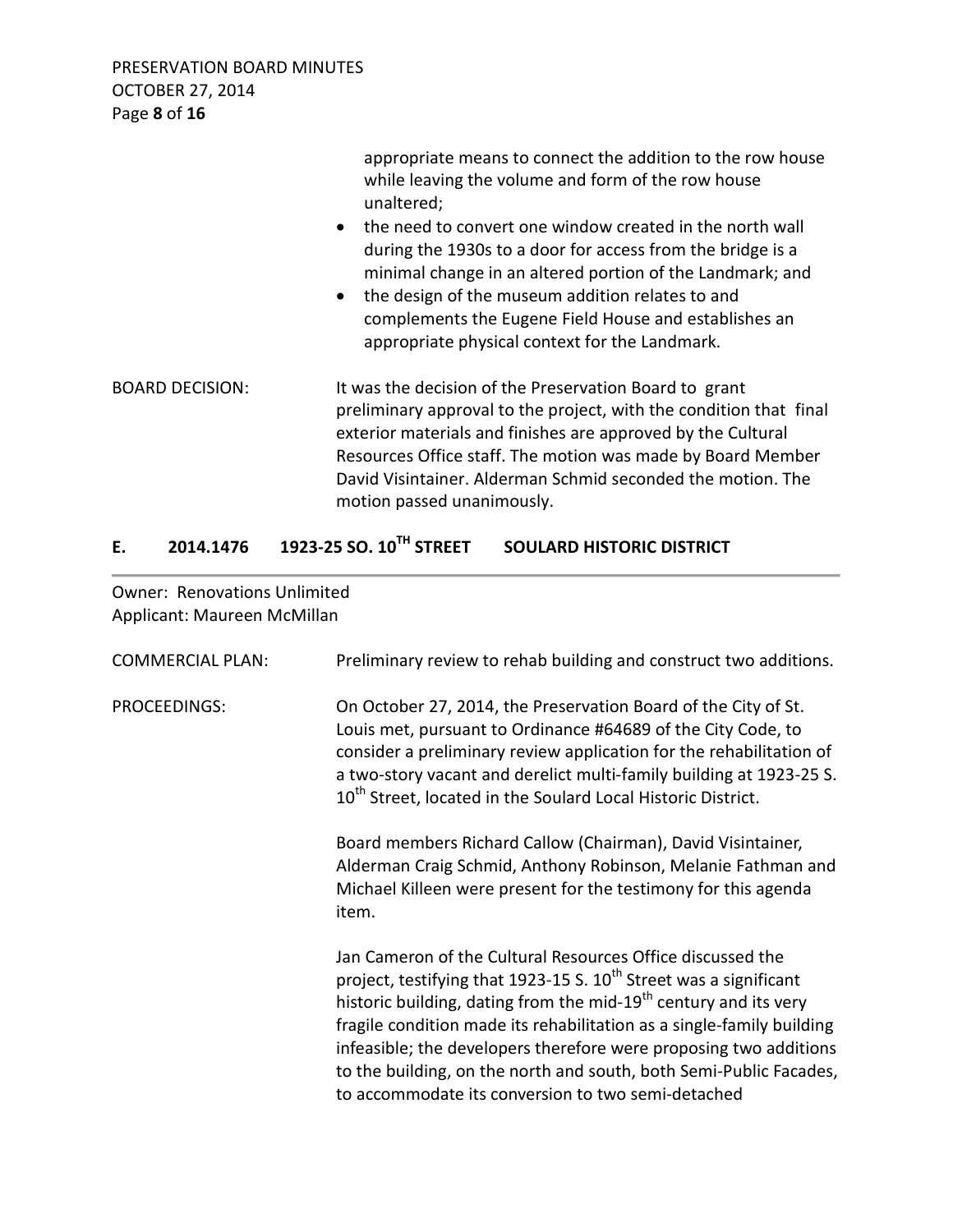appropriate means to connect the addition to the row house while leaving the volume and form of the row house unaltered;

- the need to convert one window created in the north wall during the 1930s to a door for access from the bridge is a minimal change in an altered portion of the Landmark; and
- the design of the museum addition relates to and complements the Eugene Field House and establishes an appropriate physical context for the Landmark.

BOARD DECISION: It was the decision of the Preservation Board to grant preliminary approval to the project, with the condition that final exterior materials and finishes are approved by the Cultural Resources Office staff. The motion was made by Board Member David Visintainer. Alderman Schmid seconded the motion. The motion passed unanimously.

## E. 2014.1476 1923-25 SO. 10TH STREET SOULARD HISTORIC DISTRICT

Owner: Renovations Unlimited
Applicant: Maureen McMillan

COMMERCIAL PLAN: Preliminary review to rehab building and construct two additions.

PROCEEDINGS: On October 27, 2014, the Preservation Board of the City of St. Louis met, pursuant to Ordinance #64689 of the City Code, to consider a preliminary review application for the rehabilitation of a two-story vacant and derelict multi-family building at 1923-25 S. 10th Street, located in the Soulard Local Historic District.

Board members Richard Callow (Chairman), David Visintainer, Alderman Craig Schmid, Anthony Robinson, Melanie Fathman and Michael Killeen were present for the testimony for this agenda item.

Jan Cameron of the Cultural Resources Office discussed the project, testifying that 1923-15 S. 10th Street was a significant historic building, dating from the mid-19th century and its very fragile condition made its rehabilitation as a single-family building infeasible; the developers therefore were proposing two additions to the building, on the north and south, both Semi-Public Facades, to accommodate its conversion to two semi-detached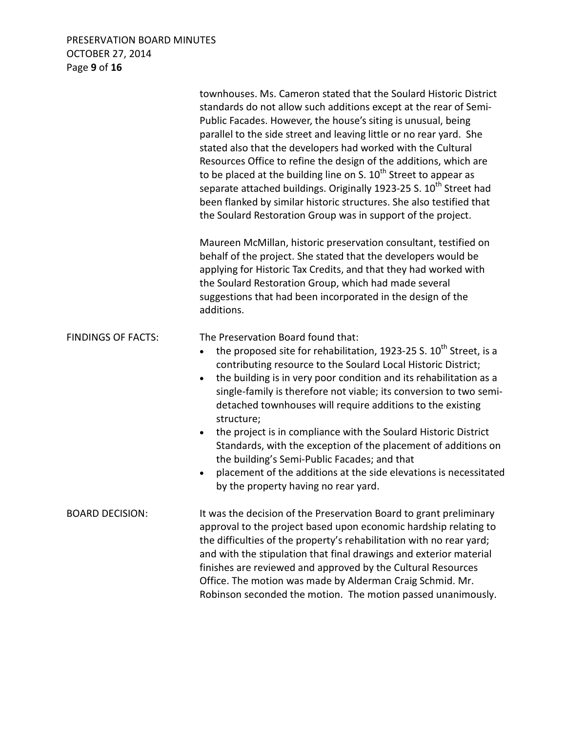townhouses. Ms. Cameron stated that the Soulard Historic District standards do not allow such additions except at the rear of Semi-Public Facades. However, the house's siting is unusual, being parallel to the side street and leaving little or no rear yard. She stated also that the developers had worked with the Cultural Resources Office to refine the design of the additions, which are to be placed at the building line on S. 10th Street to appear as separate attached buildings. Originally 1923-25 S. 10th Street had been flanked by similar historic structures. She also testified that the Soulard Restoration Group was in support of the project.

Maureen McMillan, historic preservation consultant, testified on behalf of the project. She stated that the developers would be applying for Historic Tax Credits, and that they had worked with the Soulard Restoration Group, which had made several suggestions that had been incorporated in the design of the additions.

FINDINGS OF FACTS: The Preservation Board found that:

- the proposed site for rehabilitation, 1923-25 S. 10th Street, is a contributing resource to the Soulard Local Historic District;
- the building is in very poor condition and its rehabilitation as a single-family is therefore not viable; its conversion to two semi-detached townhouses will require additions to the existing structure;
- the project is in compliance with the Soulard Historic District Standards, with the exception of the placement of additions on the building's Semi-Public Facades; and that
- placement of the additions at the side elevations is necessitated by the property having no rear yard.

BOARD DECISION: It was the decision of the Preservation Board to grant preliminary approval to the project based upon economic hardship relating to the difficulties of the property's rehabilitation with no rear yard; and with the stipulation that final drawings and exterior material finishes are reviewed and approved by the Cultural Resources Office. The motion was made by Alderman Craig Schmid. Mr. Robinson seconded the motion. The motion passed unanimously.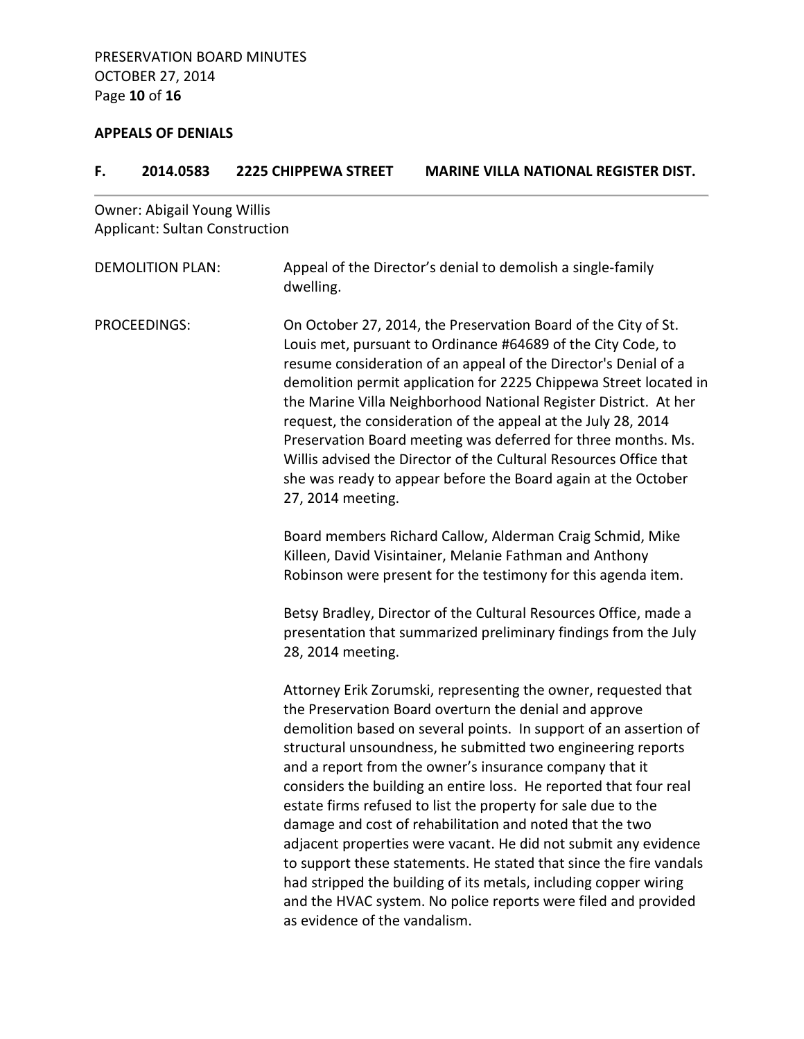## APPEALS OF DENIALS

### F. 2014.0583 2225 CHIPPEWA STREET MARINE VILLA NATIONAL REGISTER DIST.

Owner: Abigail Young Willis
Applicant: Sultan Construction

DEMOLITION PLAN: Appeal of the Director's denial to demolish a single-family dwelling.

PROCEEDINGS: On October 27, 2014, the Preservation Board of the City of St. Louis met, pursuant to Ordinance #64689 of the City Code, to resume consideration of an appeal of the Director's Denial of a demolition permit application for 2225 Chippewa Street located in the Marine Villa Neighborhood National Register District. At her request, the consideration of the appeal at the July 28, 2014 Preservation Board meeting was deferred for three months. Ms. Willis advised the Director of the Cultural Resources Office that she was ready to appear before the Board again at the October 27, 2014 meeting.

Board members Richard Callow, Alderman Craig Schmid, Mike Killeen, David Visintainer, Melanie Fathman and Anthony Robinson were present for the testimony for this agenda item.

Betsy Bradley, Director of the Cultural Resources Office, made a presentation that summarized preliminary findings from the July 28, 2014 meeting.

Attorney Erik Zorumski, representing the owner, requested that the Preservation Board overturn the denial and approve demolition based on several points. In support of an assertion of structural unsoundness, he submitted two engineering reports and a report from the owner's insurance company that it considers the building an entire loss. He reported that four real estate firms refused to list the property for sale due to the damage and cost of rehabilitation and noted that the two adjacent properties were vacant. He did not submit any evidence to support these statements. He stated that since the fire vandals had stripped the building of its metals, including copper wiring and the HVAC system. No police reports were filed and provided as evidence of the vandalism.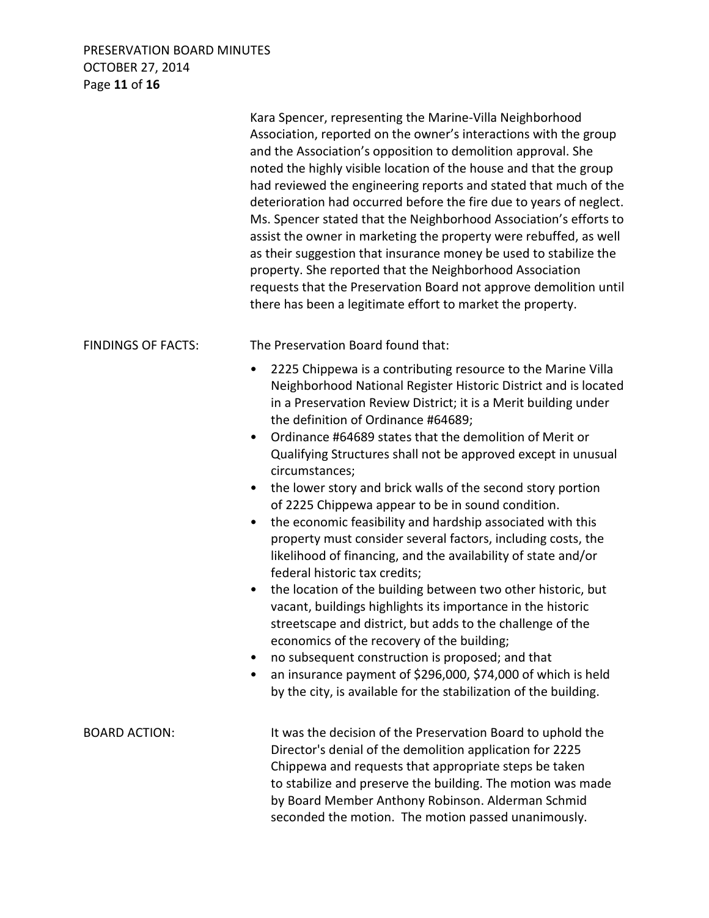Kara Spencer, representing the Marine-Villa Neighborhood Association, reported on the owner's interactions with the group and the Association's opposition to demolition approval. She noted the highly visible location of the house and that the group had reviewed the engineering reports and stated that much of the deterioration had occurred before the fire due to years of neglect. Ms. Spencer stated that the Neighborhood Association's efforts to assist the owner in marketing the property were rebuffed, as well as their suggestion that insurance money be used to stabilize the property. She reported that the Neighborhood Association requests that the Preservation Board not approve demolition until there has been a legitimate effort to market the property.

FINDINGS OF FACTS: The Preservation Board found that:

- 2225 Chippewa is a contributing resource to the Marine Villa Neighborhood National Register Historic District and is located in a Preservation Review District; it is a Merit building under the definition of Ordinance #64689;
- Ordinance #64689 states that the demolition of Merit or Qualifying Structures shall not be approved except in unusual circumstances;
- the lower story and brick walls of the second story portion of 2225 Chippewa appear to be in sound condition.
- the economic feasibility and hardship associated with this property must consider several factors, including costs, the likelihood of financing, and the availability of state and/or federal historic tax credits;
- the location of the building between two other historic, but vacant, buildings highlights its importance in the historic streetscape and district, but adds to the challenge of the economics of the recovery of the building;
- no subsequent construction is proposed; and that
- an insurance payment of $296,000, $74,000 of which is held by the city, is available for the stabilization of the building.

BOARD ACTION: It was the decision of the Preservation Board to uphold the Director's denial of the demolition application for 2225 Chippewa and requests that appropriate steps be taken to stabilize and preserve the building. The motion was made by Board Member Anthony Robinson. Alderman Schmid seconded the motion. The motion passed unanimously.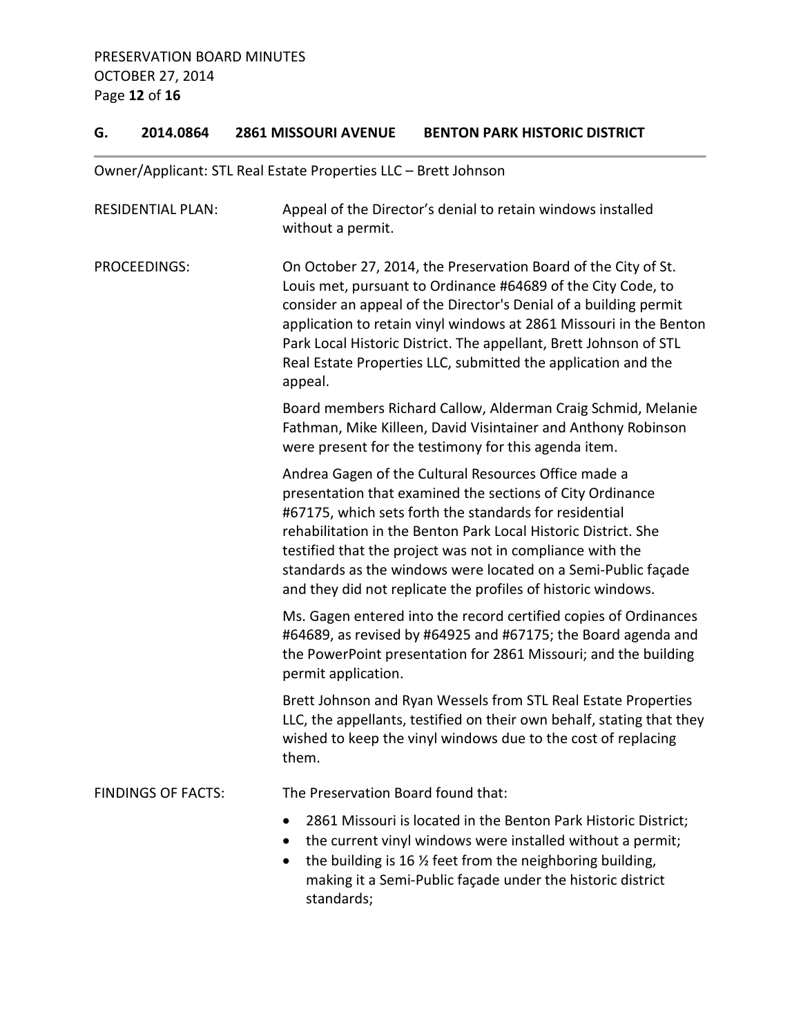## G. 2014.0864 2861 MISSOURI AVENUE BENTON PARK HISTORIC DISTRICT

Owner/Applicant: STL Real Estate Properties LLC – Brett Johnson

**RESIDENTIAL PLAN:** Appeal of the Director's denial to retain windows installed without a permit.

**PROCEEDINGS:** On October 27, 2014, the Preservation Board of the City of St. Louis met, pursuant to Ordinance #64689 of the City Code, to consider an appeal of the Director's Denial of a building permit application to retain vinyl windows at 2861 Missouri in the Benton Park Local Historic District. The appellant, Brett Johnson of STL Real Estate Properties LLC, submitted the application and the appeal.

Board members Richard Callow, Alderman Craig Schmid, Melanie Fathman, Mike Killeen, David Visintainer and Anthony Robinson were present for the testimony for this agenda item.

Andrea Gagen of the Cultural Resources Office made a presentation that examined the sections of City Ordinance #67175, which sets forth the standards for residential rehabilitation in the Benton Park Local Historic District. She testified that the project was not in compliance with the standards as the windows were located on a Semi-Public façade and they did not replicate the profiles of historic windows.

Ms. Gagen entered into the record certified copies of Ordinances #64689, as revised by #64925 and #67175; the Board agenda and the PowerPoint presentation for 2861 Missouri; and the building permit application.

Brett Johnson and Ryan Wessels from STL Real Estate Properties LLC, the appellants, testified on their own behalf, stating that they wished to keep the vinyl windows due to the cost of replacing them.

**FINDINGS OF FACTS:** The Preservation Board found that:

- 2861 Missouri is located in the Benton Park Historic District;
- the current vinyl windows were installed without a permit;
- the building is 16 ½ feet from the neighboring building, making it a Semi-Public façade under the historic district standards;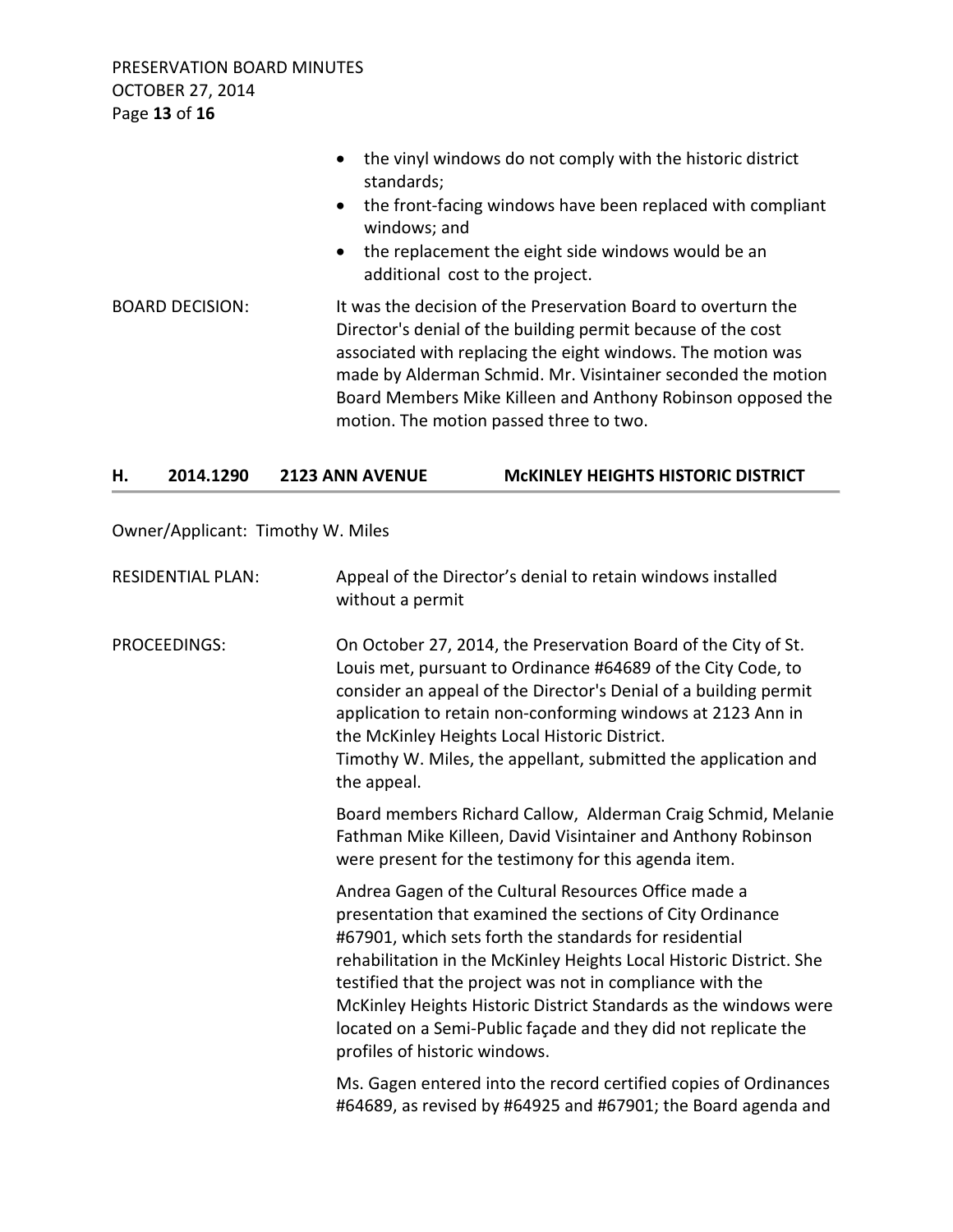- the vinyl windows do not comply with the historic district standards;
- the front-facing windows have been replaced with compliant windows; and
- the replacement the eight side windows would be an additional cost to the project.

BOARD DECISION: It was the decision of the Preservation Board to overturn the Director's denial of the building permit because of the cost associated with replacing the eight windows. The motion was made by Alderman Schmid. Mr. Visintainer seconded the motion Board Members Mike Killeen and Anthony Robinson opposed the motion. The motion passed three to two.

## H. 2014.1290 2123 ANN AVENUE McKINLEY HEIGHTS HISTORIC DISTRICT

Owner/Applicant: Timothy W. Miles

RESIDENTIAL PLAN: Appeal of the Director's denial to retain windows installed without a permit

PROCEEDINGS: On October 27, 2014, the Preservation Board of the City of St. Louis met, pursuant to Ordinance #64689 of the City Code, to consider an appeal of the Director's Denial of a building permit application to retain non-conforming windows at 2123 Ann in the McKinley Heights Local Historic District.
Timothy W. Miles, the appellant, submitted the application and the appeal.

Board members Richard Callow, Alderman Craig Schmid, Melanie Fathman Mike Killeen, David Visintainer and Anthony Robinson were present for the testimony for this agenda item.

Andrea Gagen of the Cultural Resources Office made a presentation that examined the sections of City Ordinance #67901, which sets forth the standards for residential rehabilitation in the McKinley Heights Local Historic District. She testified that the project was not in compliance with the McKinley Heights Historic District Standards as the windows were located on a Semi-Public façade and they did not replicate the profiles of historic windows.

Ms. Gagen entered into the record certified copies of Ordinances #64689, as revised by #64925 and #67901; the Board agenda and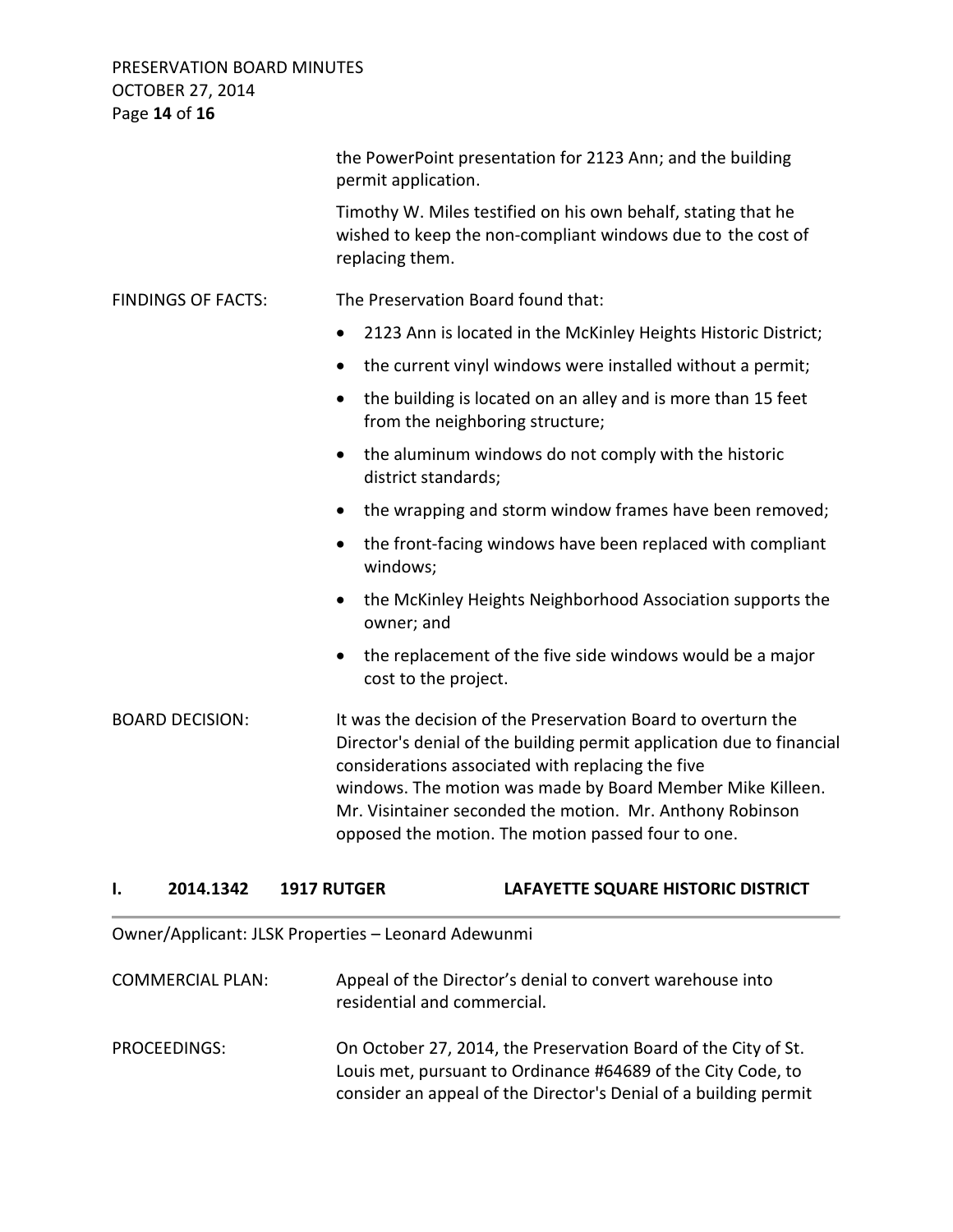the PowerPoint presentation for 2123 Ann; and the building permit application.

Timothy W. Miles testified on his own behalf, stating that he wished to keep the non-compliant windows due to the cost of replacing them.

FINDINGS OF FACTS: The Preservation Board found that:

- 2123 Ann is located in the McKinley Heights Historic District;
- the current vinyl windows were installed without a permit;
- the building is located on an alley and is more than 15 feet from the neighboring structure;
- the aluminum windows do not comply with the historic district standards;
- the wrapping and storm window frames have been removed;
- the front-facing windows have been replaced with compliant windows;
- the McKinley Heights Neighborhood Association supports the owner; and
- the replacement of the five side windows would be a major cost to the project.

BOARD DECISION: It was the decision of the Preservation Board to overturn the Director's denial of the building permit application due to financial considerations associated with replacing the five windows. The motion was made by Board Member Mike Killeen. Mr. Visintainer seconded the motion. Mr. Anthony Robinson opposed the motion. The motion passed four to one.

## I. 2014.1342 1917 RUTGER LAFAYETTE SQUARE HISTORIC DISTRICT

Owner/Applicant: JLSK Properties – Leonard Adewunmi

COMMERCIAL PLAN: Appeal of the Director's denial to convert warehouse into residential and commercial.

PROCEEDINGS: On October 27, 2014, the Preservation Board of the City of St. Louis met, pursuant to Ordinance #64689 of the City Code, to consider an appeal of the Director's Denial of a building permit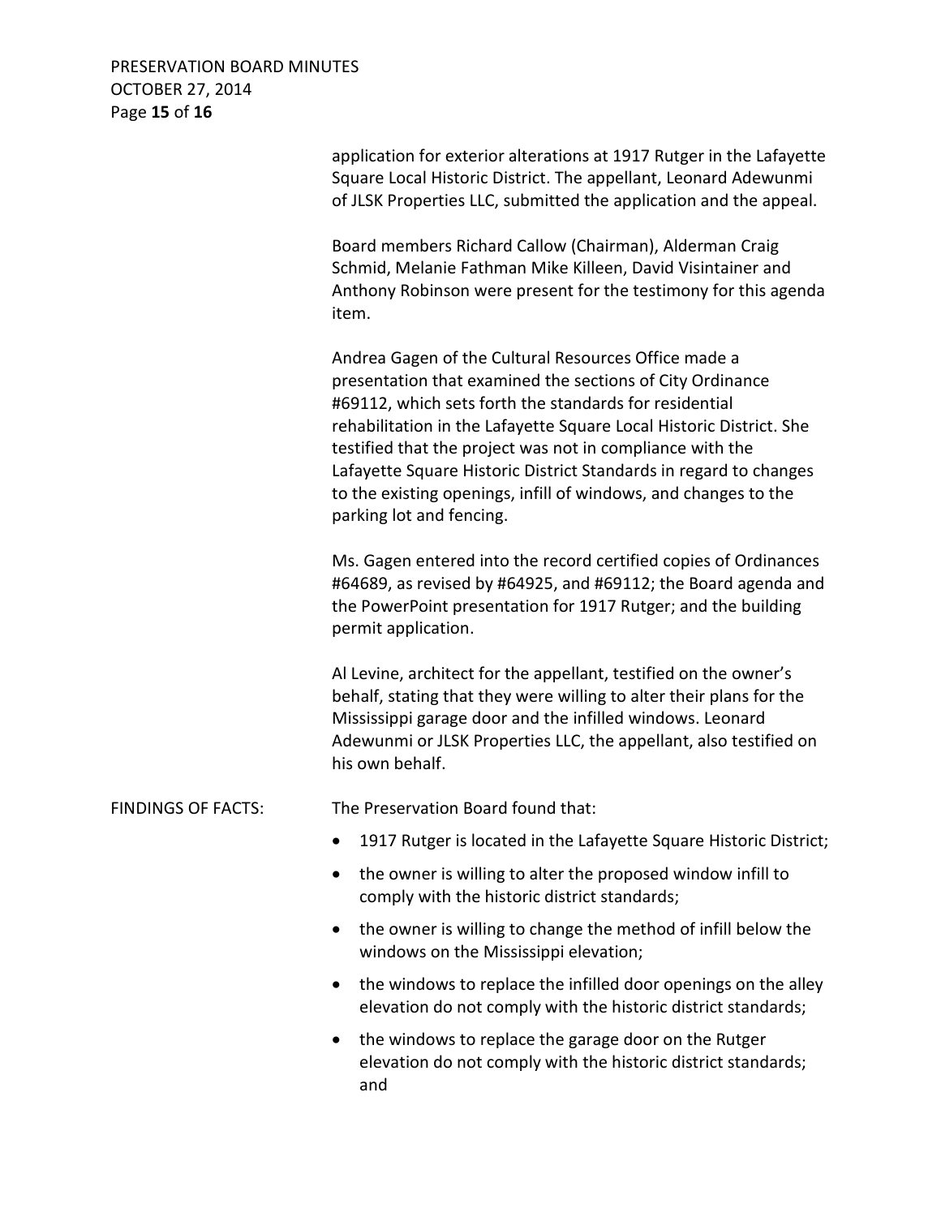application for exterior alterations at 1917 Rutger in the Lafayette Square Local Historic District. The appellant, Leonard Adewunmi of JLSK Properties LLC, submitted the application and the appeal.

Board members Richard Callow (Chairman), Alderman Craig Schmid, Melanie Fathman Mike Killeen, David Visintainer and Anthony Robinson were present for the testimony for this agenda item.

Andrea Gagen of the Cultural Resources Office made a presentation that examined the sections of City Ordinance #69112, which sets forth the standards for residential rehabilitation in the Lafayette Square Local Historic District. She testified that the project was not in compliance with the Lafayette Square Historic District Standards in regard to changes to the existing openings, infill of windows, and changes to the parking lot and fencing.

Ms. Gagen entered into the record certified copies of Ordinances #64689, as revised by #64925, and #69112; the Board agenda and the PowerPoint presentation for 1917 Rutger; and the building permit application.

Al Levine, architect for the appellant, testified on the owner's behalf, stating that they were willing to alter their plans for the Mississippi garage door and the infilled windows. Leonard Adewunmi or JLSK Properties LLC, the appellant, also testified on his own behalf.

FINDINGS OF FACTS: The Preservation Board found that:

- 1917 Rutger is located in the Lafayette Square Historic District;
- the owner is willing to alter the proposed window infill to comply with the historic district standards;
- the owner is willing to change the method of infill below the windows on the Mississippi elevation;
- the windows to replace the infilled door openings on the alley elevation do not comply with the historic district standards;
- the windows to replace the garage door on the Rutger elevation do not comply with the historic district standards; and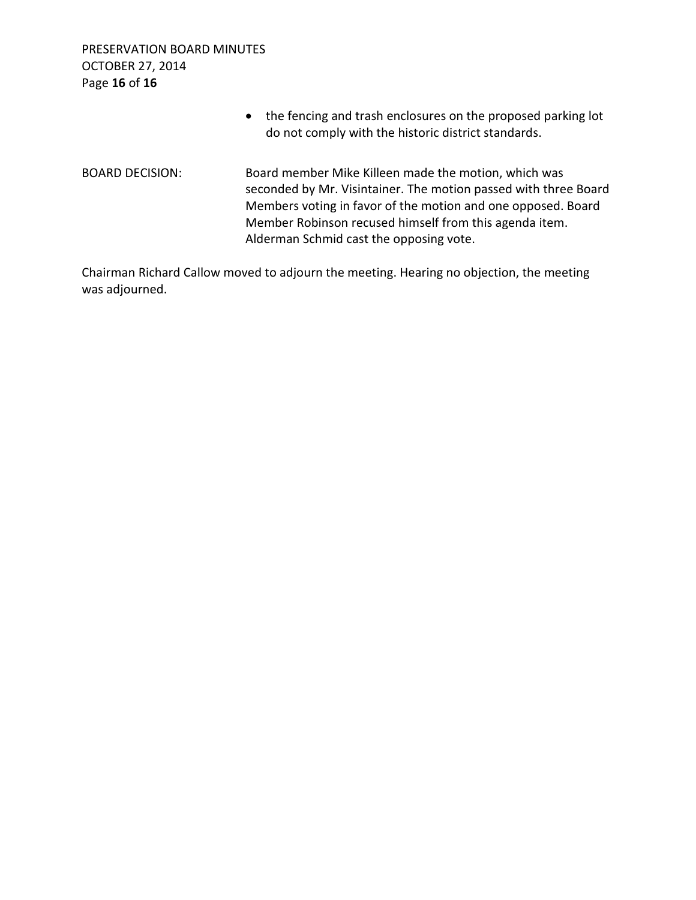- the fencing and trash enclosures on the proposed parking lot do not comply with the historic district standards.

BOARD DECISION: Board member Mike Killeen made the motion, which was seconded by Mr. Visintainer. The motion passed with three Board Members voting in favor of the motion and one opposed. Board Member Robinson recused himself from this agenda item. Alderman Schmid cast the opposing vote.

Chairman Richard Callow moved to adjourn the meeting. Hearing no objection, the meeting was adjourned.